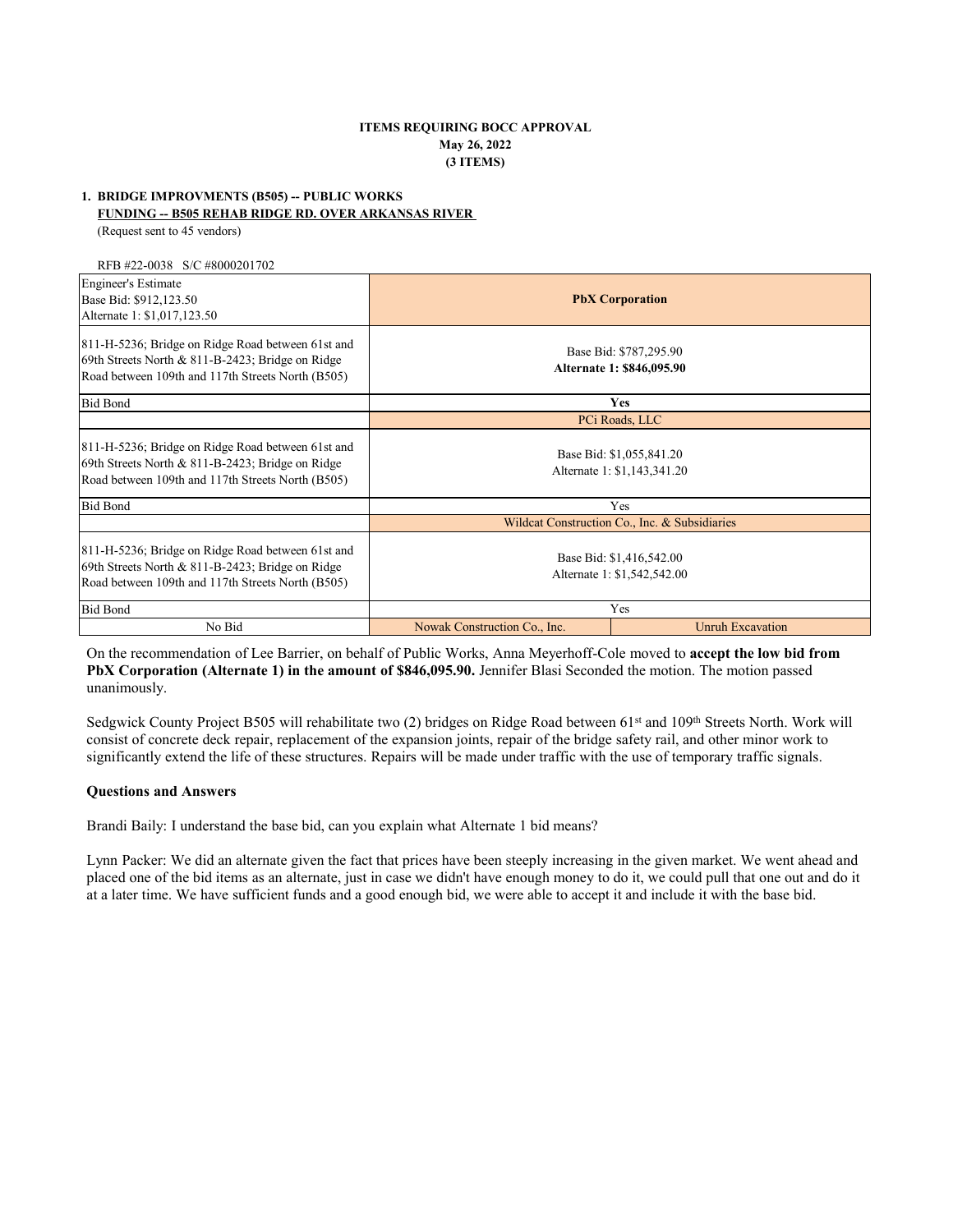**ITEMS REQUIRING BOCC APPROVAL**
**May 26, 2022**
**(3 ITEMS)**

**1. BRIDGE IMPROVMENTS (B505) -- PUBLIC WORKS**
**FUNDING -- B505 REHAB RIDGE RD. OVER ARKANSAS RIVER**
(Request sent to 45 vendors)

RFB #22-0038 S/C #8000201702

| Engineer's Estimate<br>Base Bid: $912,123.50<br>Alternate 1: $1,017,123.50 | **PbX Corporation** | |
|---|---|---|
| 811-H-5236; Bridge on Ridge Road between 61st and 69th Streets North & 811-B-2423; Bridge on Ridge Road between 109th and 117th Streets North (B505) | Base Bid: $787,295.90<br>**Alternate 1: $846,095.90** | |
| Bid Bond | **Yes** | |
| | PCi Roads, LLC | |
| 811-H-5236; Bridge on Ridge Road between 61st and 69th Streets North & 811-B-2423; Bridge on Ridge Road between 109th and 117th Streets North (B505) | Base Bid: $1,055,841.20<br>Alternate 1: $1,143,341.20 | |
| Bid Bond | Yes | |
| | Wildcat Construction Co., Inc. & Subsidiaries | |
| 811-H-5236; Bridge on Ridge Road between 61st and 69th Streets North & 811-B-2423; Bridge on Ridge Road between 109th and 117th Streets North (B505) | Base Bid: $1,416,542.00<br>Alternate 1: $1,542,542.00 | |
| Bid Bond | Yes | |
| No Bid | Nowak Construction Co., Inc. | Unruh Excavation |

On the recommendation of Lee Barrier, on behalf of Public Works, Anna Meyerhoff-Cole moved to **accept the low bid from PbX Corporation (Alternate 1) in the amount of $846,095.90.** Jennifer Blasi Seconded the motion. The motion passed unanimously.

Sedgwick County Project B505 will rehabilitate two (2) bridges on Ridge Road between 61st and 109th Streets North. Work will consist of concrete deck repair, replacement of the expansion joints, repair of the bridge safety rail, and other minor work to significantly extend the life of these structures. Repairs will be made under traffic with the use of temporary traffic signals.

**Questions and Answers**

Brandi Baily: I understand the base bid, can you explain what Alternate 1 bid means?

Lynn Packer: We did an alternate given the fact that prices have been steeply increasing in the given market. We went ahead and placed one of the bid items as an alternate, just in case we didn't have enough money to do it, we could pull that one out and do it at a later time. We have sufficient funds and a good enough bid, we were able to accept it and include it with the base bid.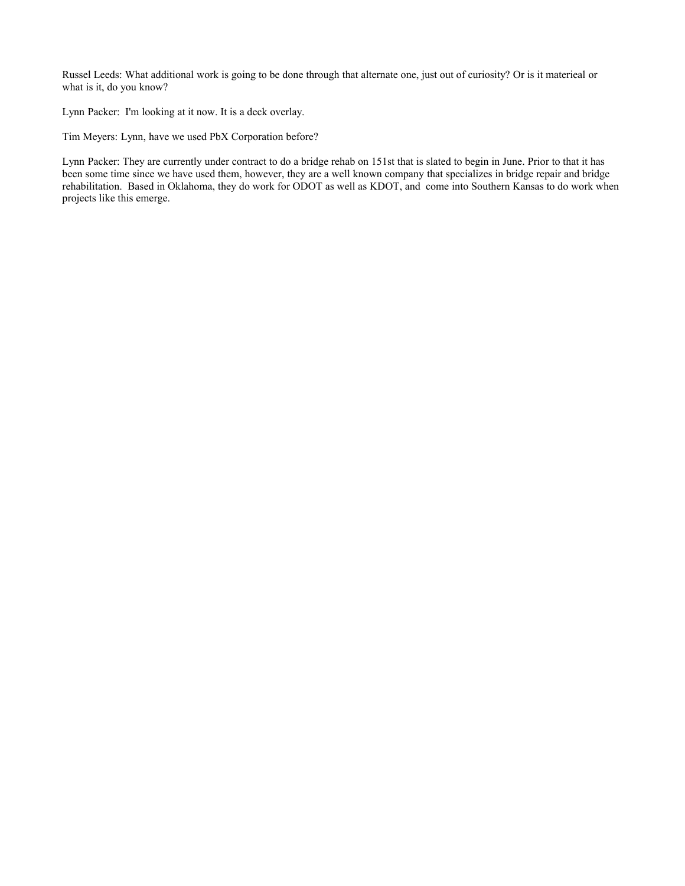Russel Leeds: What additional work is going to be done through that alternate one, just out of curiosity? Or is it materieal or what is it, do you know?

Lynn Packer: I'm looking at it now. It is a deck overlay.

Tim Meyers: Lynn, have we used PbX Corporation before?

Lynn Packer: They are currently under contract to do a bridge rehab on 151st that is slated to begin in June. Prior to that it has been some time since we have used them, however, they are a well known company that specializes in bridge repair and bridge rehabilitation. Based in Oklahoma, they do work for ODOT as well as KDOT, and come into Southern Kansas to do work when projects like this emerge.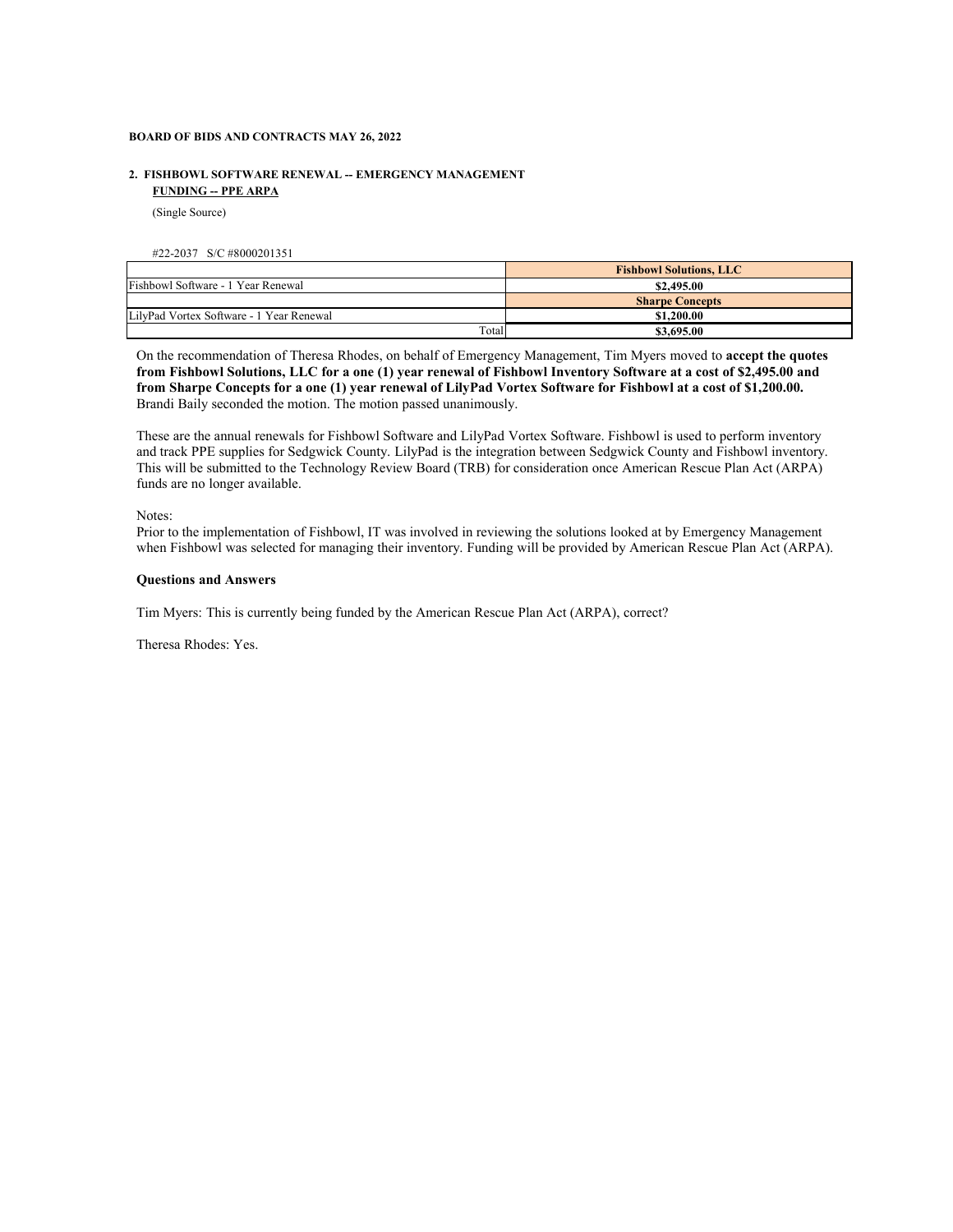**BOARD OF BIDS AND CONTRACTS MAY 26, 2022**

**2. FISHBOWL SOFTWARE RENEWAL -- EMERGENCY MANAGEMENT**
**FUNDING -- PPE ARPA**

(Single Source)

#22-2037 S/C #8000201351

| | **Fishbowl Solutions, LLC** |
|---|---|
| Fishbowl Software - 1 Year Renewal | **$2,495.00** |
| | **Sharpe Concepts** |
| LilyPad Vortex Software - 1 Year Renewal | **$1,200.00** |
| Total | **$3,695.00** |

On the recommendation of Theresa Rhodes, on behalf of Emergency Management, Tim Myers moved to **accept the quotes from Fishbowl Solutions, LLC for a one (1) year renewal of Fishbowl Inventory Software at a cost of $2,495.00 and from Sharpe Concepts for a one (1) year renewal of LilyPad Vortex Software for Fishbowl at a cost of $1,200.00.** Brandi Baily seconded the motion. The motion passed unanimously.

These are the annual renewals for Fishbowl Software and LilyPad Vortex Software. Fishbowl is used to perform inventory and track PPE supplies for Sedgwick County. LilyPad is the integration between Sedgwick County and Fishbowl inventory. This will be submitted to the Technology Review Board (TRB) for consideration once American Rescue Plan Act (ARPA) funds are no longer available.

Notes:
Prior to the implementation of Fishbowl, IT was involved in reviewing the solutions looked at by Emergency Management when Fishbowl was selected for managing their inventory. Funding will be provided by American Rescue Plan Act (ARPA).

**Questions and Answers**

Tim Myers: This is currently being funded by the American Rescue Plan Act (ARPA), correct?

Theresa Rhodes: Yes.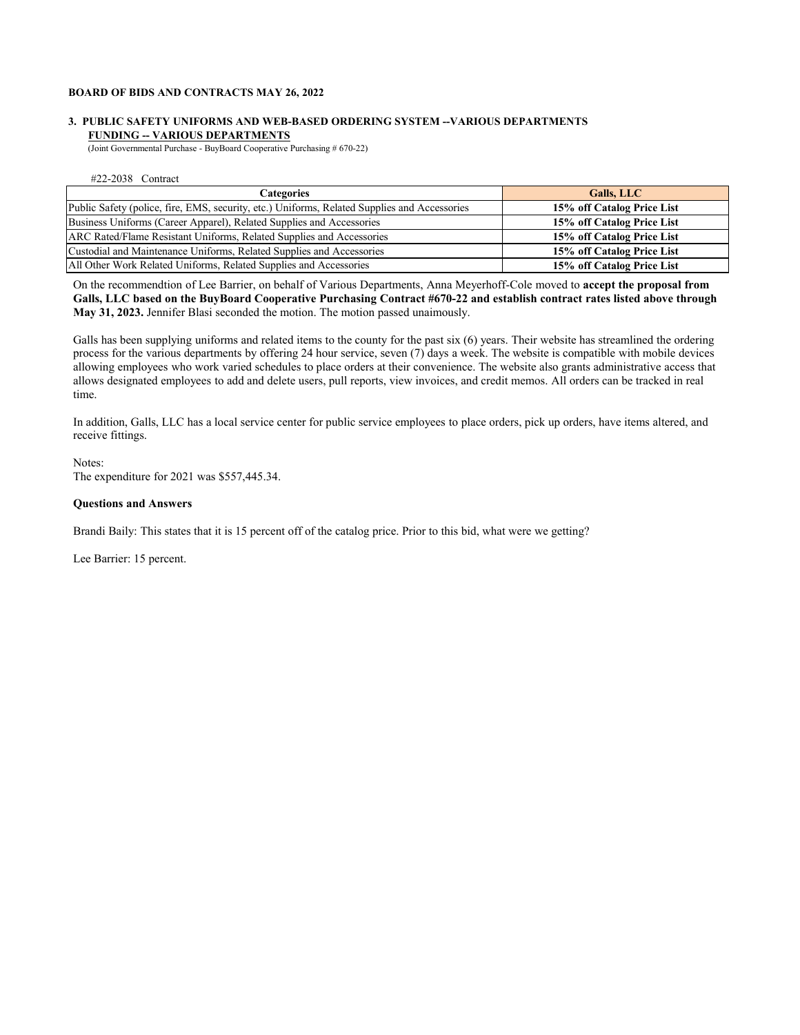**BOARD OF BIDS AND CONTRACTS MAY 26, 2022**

**3. PUBLIC SAFETY UNIFORMS AND WEB-BASED ORDERING SYSTEM --VARIOUS DEPARTMENTS**
**FUNDING -- VARIOUS DEPARTMENTS**
(Joint Governmental Purchase - BuyBoard Cooperative Purchasing # 670-22)

#22-2038 Contract

| Categories | Galls, LLC |
|---|---|
| Public Safety (police, fire, EMS, security, etc.) Uniforms, Related Supplies and Accessories | **15% off Catalog Price List** |
| Business Uniforms (Career Apparel), Related Supplies and Accessories | **15% off Catalog Price List** |
| ARC Rated/Flame Resistant Uniforms, Related Supplies and Accessories | **15% off Catalog Price List** |
| Custodial and Maintenance Uniforms, Related Supplies and Accessories | **15% off Catalog Price List** |
| All Other Work Related Uniforms, Related Supplies and Accessories | **15% off Catalog Price List** |

On the recommendtion of Lee Barrier, on behalf of Various Departments, Anna Meyerhoff-Cole moved to **accept the proposal from Galls, LLC based on the BuyBoard Cooperative Purchasing Contract #670-22 and establish contract rates listed above through May 31, 2023.** Jennifer Blasi seconded the motion. The motion passed unaimously.

Galls has been supplying uniforms and related items to the county for the past six (6) years. Their website has streamlined the ordering process for the various departments by offering 24 hour service, seven (7) days a week. The website is compatible with mobile devices allowing employees who work varied schedules to place orders at their convenience. The website also grants administrative access that allows designated employees to add and delete users, pull reports, view invoices, and credit memos. All orders can be tracked in real time.

In addition, Galls, LLC has a local service center for public service employees to place orders, pick up orders, have items altered, and receive fittings.

Notes:
The expenditure for 2021 was $557,445.34.

**Questions and Answers**

Brandi Baily: This states that it is 15 percent off of the catalog price. Prior to this bid, what were we getting?

Lee Barrier: 15 percent.